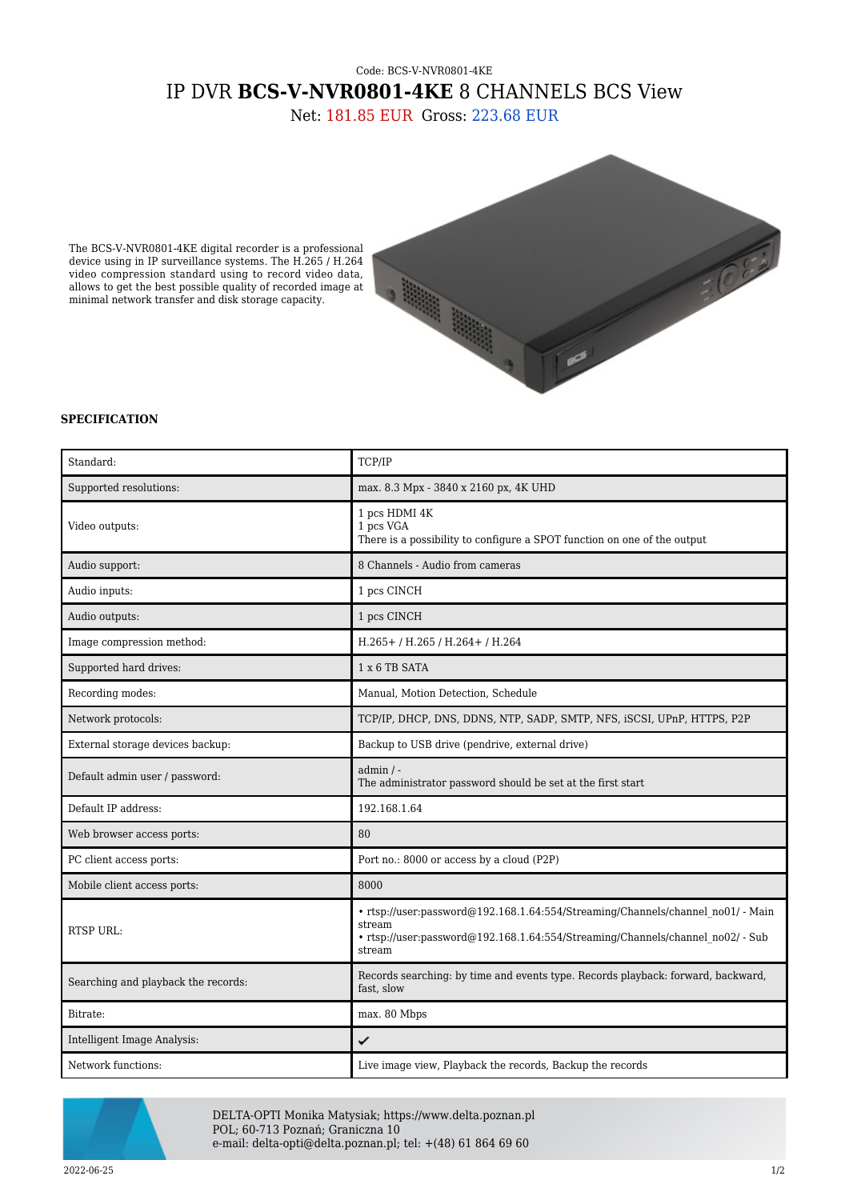Code: BCS-V-NVR0801-4KE

# IP DVR **BCS-V-NVR0801-4KE** 8 CHANNELS BCS View

Net: 181.85 EUR Gross: 223.68 EUR

The BCS-V-NVR0801-4KE digital recorder is a professional device using in IP surveillance systems. The H.265 / H.264 video compression standard using to record video data, allows to get the best possible quality of recorded image at minimal network transfer and disk storage capacity.

**SPECIFICATION**

| | |
|---|---|
| Standard: | TCP/IP |
| Supported resolutions: | max. 8.3 Mpx - 3840 x 2160 px, 4K UHD |
| Video outputs: | 1 pcs HDMI 4K<br>1 pcs VGA<br>There is a possibility to configure a SPOT function on one of the output |
| Audio support: | 8 Channels - Audio from cameras |
| Audio inputs: | 1 pcs CINCH |
| Audio outputs: | 1 pcs CINCH |
| Image compression method: | H.265+ / H.265 / H.264+ / H.264 |
| Supported hard drives: | 1 x 6 TB SATA |
| Recording modes: | Manual, Motion Detection, Schedule |
| Network protocols: | TCP/IP, DHCP, DNS, DDNS, NTP, SADP, SMTP, NFS, iSCSI, UPnP, HTTPS, P2P |
| External storage devices backup: | Backup to USB drive (pendrive, external drive) |
| Default admin user / password: | admin / -<br>The administrator password should be set at the first start |
| Default IP address: | 192.168.1.64 |
| Web browser access ports: | 80 |
| PC client access ports: | Port no.: 8000 or access by a cloud (P2P) |
| Mobile client access ports: | 8000 |
| RTSP URL: | • rtsp://user:password@192.168.1.64:554/Streaming/Channels/channel_no01/ - Main stream<br>• rtsp://user:password@192.168.1.64:554/Streaming/Channels/channel_no02/ - Sub stream |
| Searching and playback the records: | Records searching: by time and events type. Records playback: forward, backward, fast, slow |
| Bitrate: | max. 80 Mbps |
| Intelligent Image Analysis: | ✔ |
| Network functions: | Live image view, Playback the records, Backup the records |

DELTA-OPTI Monika Matysiak; https://www.delta.poznan.pl
POL; 60-713 Poznań; Graniczna 10
e-mail: delta-opti@delta.poznan.pl; tel: +(48) 61 864 69 60

2022-06-25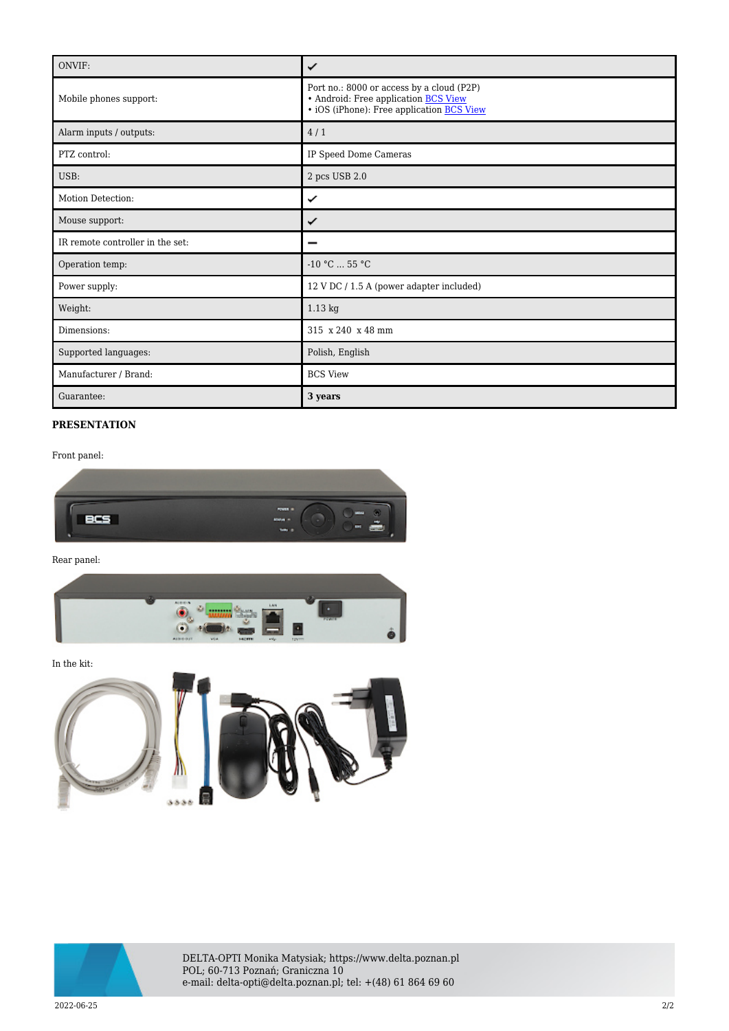| | |
|---|---|
| ONVIF: | ✔ |
| Mobile phones support: | Port no.: 8000 or access by a cloud (P2P)<br>• Android: Free application BCS View<br>• iOS (iPhone): Free application BCS View |
| Alarm inputs / outputs: | 4 / 1 |
| PTZ control: | IP Speed Dome Cameras |
| USB: | 2 pcs USB 2.0 |
| Motion Detection: | ✔ |
| Mouse support: | ✔ |
| IR remote controller in the set: | – |
| Operation temp: | -10 °C ... 55 °C |
| Power supply: | 12 V DC / 1.5 A (power adapter included) |
| Weight: | 1.13 kg |
| Dimensions: | 315 x 240 x 48 mm |
| Supported languages: | Polish, English |
| Manufacturer / Brand: | BCS View |
| Guarantee: | **3 years** |

**PRESENTATION**

Front panel:

Rear panel:

In the kit:

DELTA-OPTI Monika Matysiak; https://www.delta.poznan.pl
POL; 60-713 Poznań; Graniczna 10
e-mail: delta-opti@delta.poznan.pl; tel: +(48) 61 864 69 60

2022-06-25